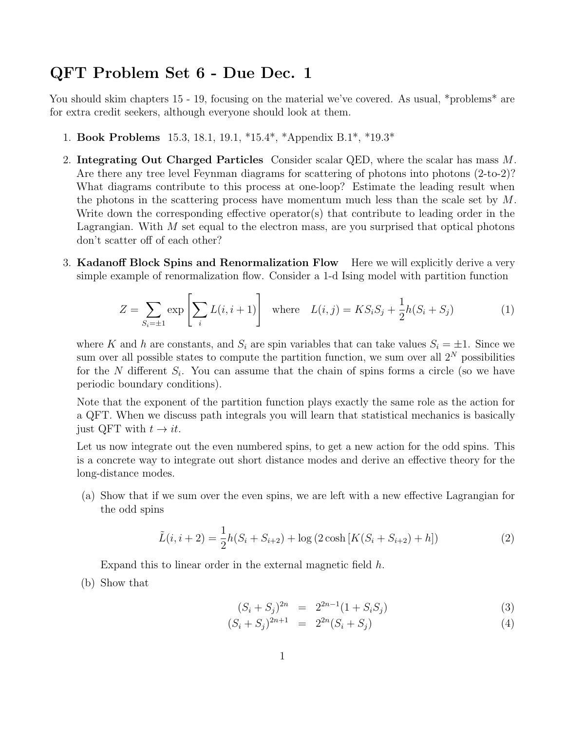# QFT Problem Set 6 - Due Dec. 1

You should skim chapters 15 - 19, focusing on the material we've covered. As usual, *problems* are for extra credit seekers, although everyone should look at them.

1. **Book Problems** 15.3, 18.1, 19.1, *15.4*, *Appendix B.1*, *19.3*

2. **Integrating Out Charged Particles** Consider scalar QED, where the scalar has mass $M$. Are there any tree level Feynman diagrams for scattering of photons into photons (2-to-2)? What diagrams contribute to this process at one-loop? Estimate the leading result when the photons in the scattering process have momentum much less than the scale set by $M$. Write down the corresponding effective operator(s) that contribute to leading order in the Lagrangian. With $M$ set equal to the electron mass, are you surprised that optical photons don't scatter off of each other?

3. **Kadanoff Block Spins and Renormalization Flow** Here we will explicitly derive a very simple example of renormalization flow. Consider a 1-d Ising model with partition function

$$Z = \sum_{S_i = \pm 1} \exp\left[\sum_i L(i, i+1)\right] \quad \text{where} \quad L(i,j) = K S_i S_j + \frac{1}{2} h (S_i + S_j) \tag{1}$$

where $K$ and $h$ are constants, and $S_i$ are spin variables that can take values $S_i = \pm 1$. Since we sum over all possible states to compute the partition function, we sum over all $2^N$ possibilities for the $N$ different $S_i$. You can assume that the chain of spins forms a circle (so we have periodic boundary conditions).

Note that the exponent of the partition function plays exactly the same role as the action for a QFT. When we discuss path integrals you will learn that statistical mechanics is basically just QFT with $t \to it$.

Let us now integrate out the even numbered spins, to get a new action for the odd spins. This is a concrete way to integrate out short distance modes and derive an effective theory for the long-distance modes.

(a) Show that if we sum over the even spins, we are left with a new effective Lagrangian for the odd spins

$$\tilde{L}(i, i+2) = \frac{1}{2} h (S_i + S_{i+2}) + \log\left(2 \cosh\left[K(S_i + S_{i+2}) + h\right]\right) \tag{2}$$

Expand this to linear order in the external magnetic field $h$.

(b) Show that

$$(S_i + S_j)^{2n} = 2^{2n-1}(1 + S_i S_j) \tag{3}$$

$$(S_i + S_j)^{2n+1} = 2^{2n}(S_i + S_j) \tag{4}$$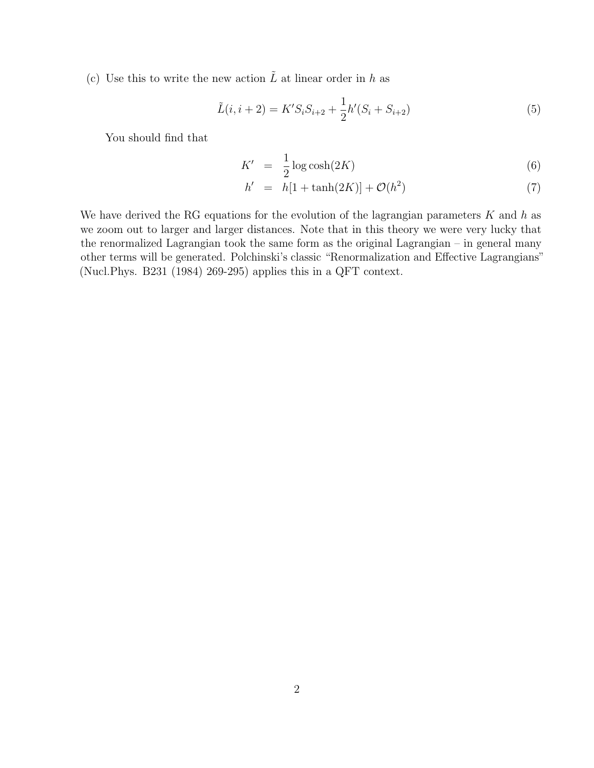(c) Use this to write the new action $\tilde{L}$ at linear order in $h$ as

$$\tilde{L}(i, i+2) = K' S_i S_{i+2} + \frac{1}{2} h' (S_i + S_{i+2}) \tag{5}$$

You should find that

$$K' = \frac{1}{2} \log \cosh(2K) \tag{6}$$

$$h' = h[1 + \tanh(2K)] + \mathcal{O}(h^2) \tag{7}$$

We have derived the RG equations for the evolution of the lagrangian parameters $K$ and $h$ as we zoom out to larger and larger distances. Note that in this theory we were very lucky that the renormalized Lagrangian took the same form as the original Lagrangian – in general many other terms will be generated. Polchinski's classic "Renormalization and Effective Lagrangians" (Nucl.Phys. B231 (1984) 269-295) applies this in a QFT context.